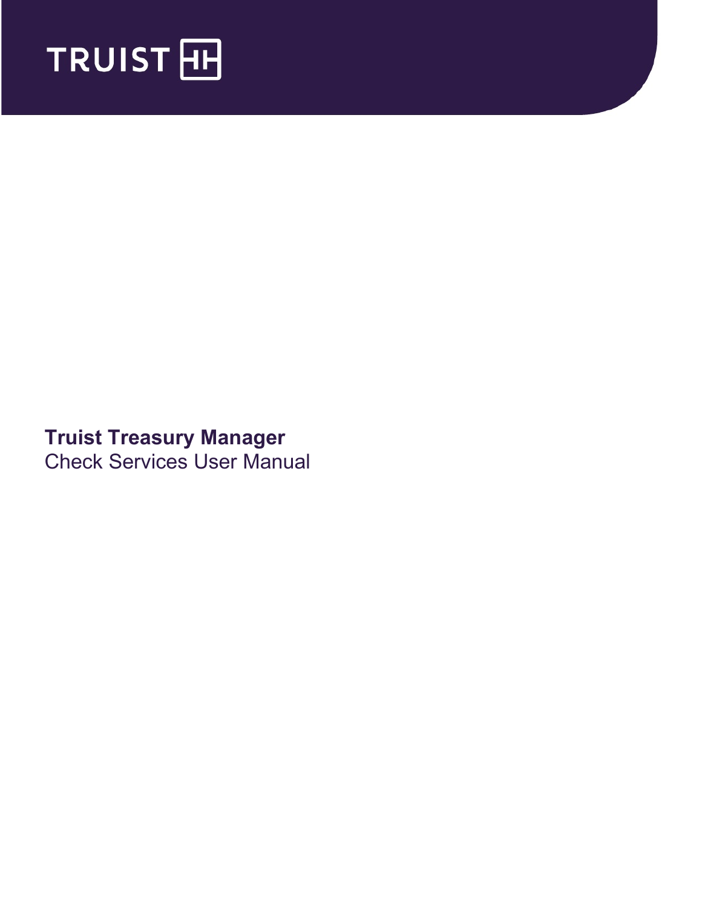TRUIST

# Truist Treasury Manager

Check Services User Manual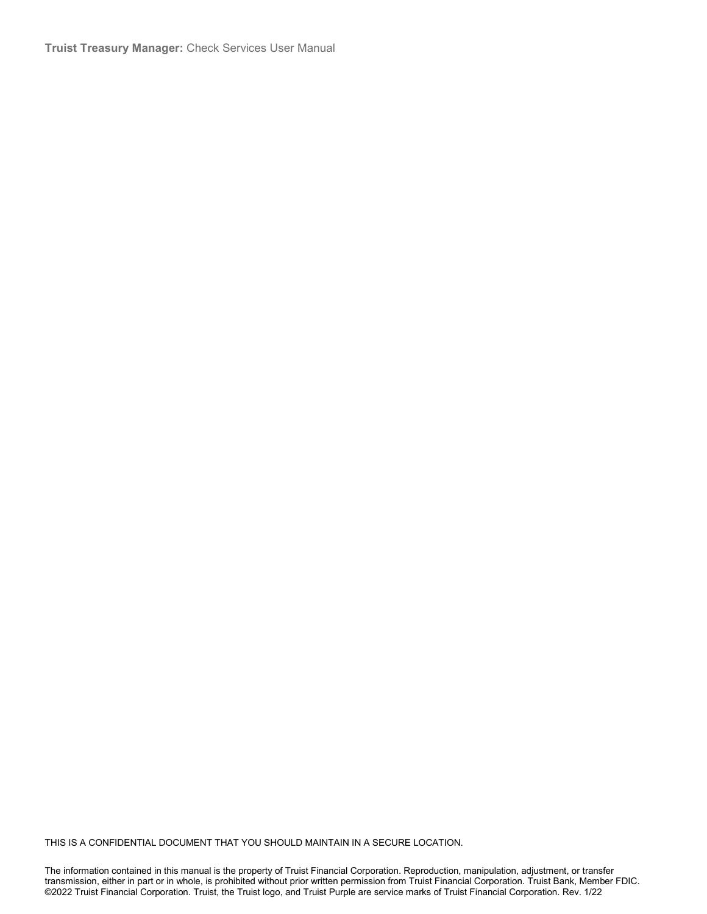THIS IS A CONFIDENTIAL DOCUMENT THAT YOU SHOULD MAINTAIN IN A SECURE LOCATION.

The information contained in this manual is the property of Truist Financial Corporation. Reproduction, manipulation, adjustment, or transfer transmission, either in part or in whole, is prohibited without prior written permission from Truist Financial Corporation. Truist Bank, Member FDIC. ©2022 Truist Financial Corporation. Truist, the Truist logo, and Truist Purple are service marks of Truist Financial Corporation. Rev. 1/22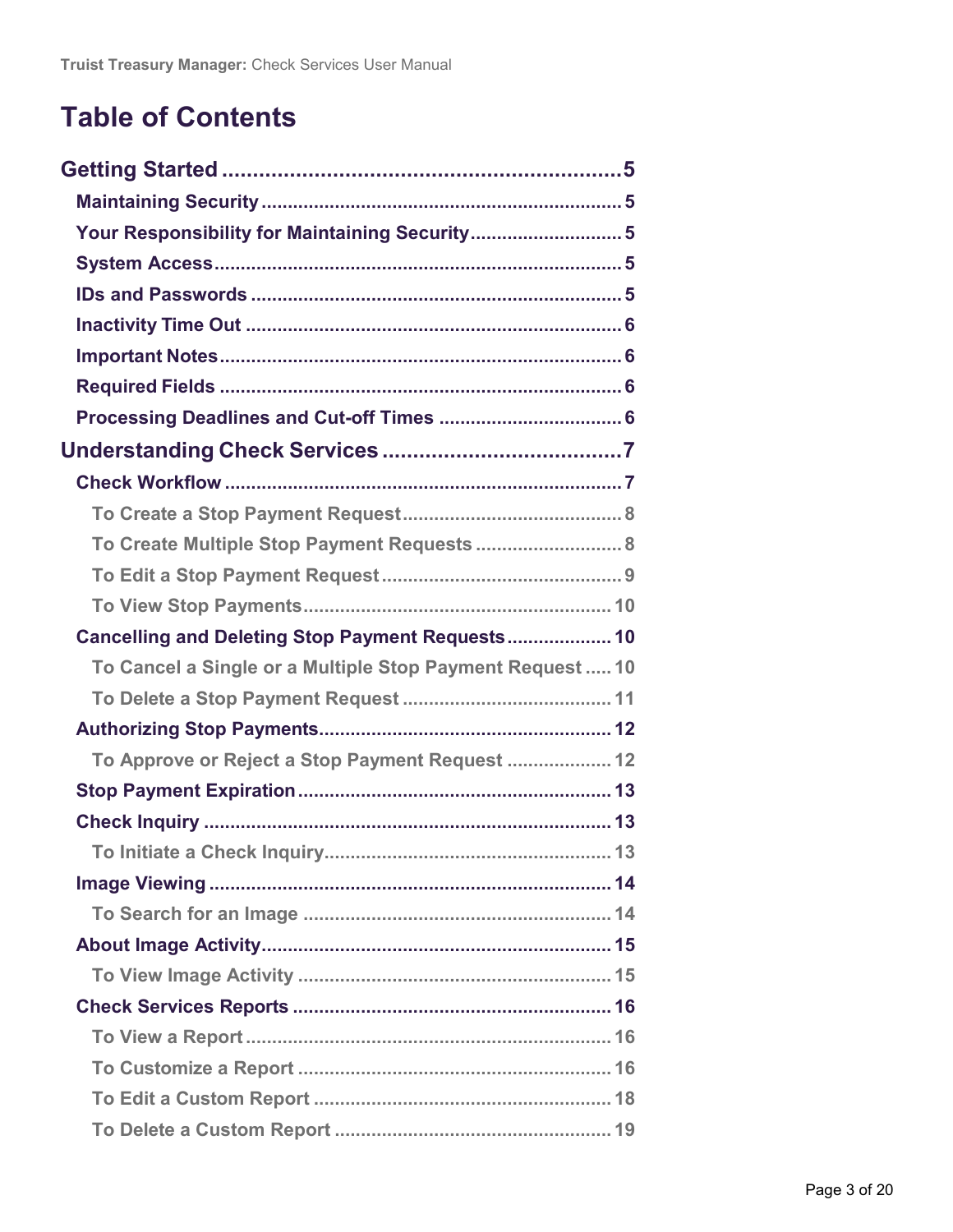# Table of Contents

- **Getting Started** ........ 5
  - **Maintaining Security** ........ 5
  - **Your Responsibility for Maintaining Security** ........ 5
  - **System Access** ........ 5
  - **IDs and Passwords** ........ 5
  - **Inactivity Time Out** ........ 6
  - **Important Notes** ........ 6
  - **Required Fields** ........ 6
  - **Processing Deadlines and Cut-off Times** ........ 6
- **Understanding Check Services** ........ 7
  - **Check Workflow** ........ 7
    - To Create a Stop Payment Request ........ 8
    - To Create Multiple Stop Payment Requests ........ 8
    - To Edit a Stop Payment Request ........ 9
    - To View Stop Payments ........ 10
  - **Cancelling and Deleting Stop Payment Requests** ........ 10
    - To Cancel a Single or a Multiple Stop Payment Request ........ 10
    - To Delete a Stop Payment Request ........ 11
  - **Authorizing Stop Payments** ........ 12
    - To Approve or Reject a Stop Payment Request ........ 12
  - **Stop Payment Expiration** ........ 13
  - **Check Inquiry** ........ 13
    - To Initiate a Check Inquiry ........ 13
  - **Image Viewing** ........ 14
    - To Search for an Image ........ 14
  - **About Image Activity** ........ 15
    - To View Image Activity ........ 15
  - **Check Services Reports** ........ 16
    - To View a Report ........ 16
    - To Customize a Report ........ 16
    - To Edit a Custom Report ........ 18
    - To Delete a Custom Report ........ 19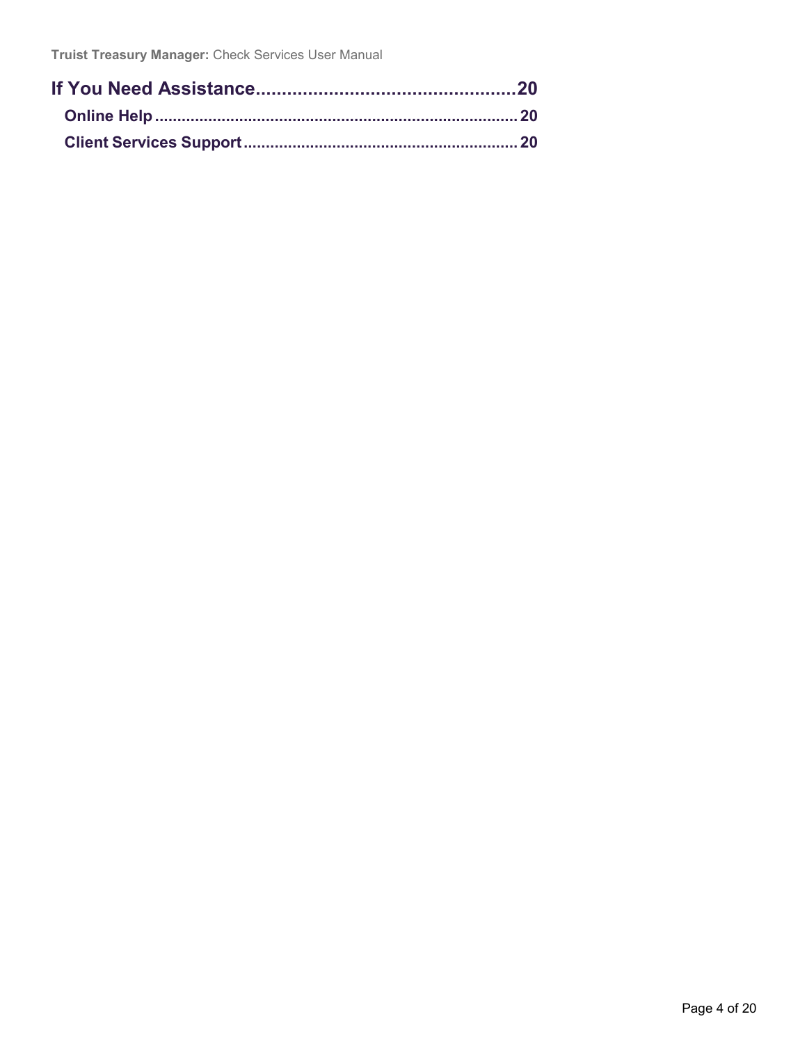**If You Need Assistance**.................................................20

**Online Help**..................................................................................20

**Client Services Support**.............................................................20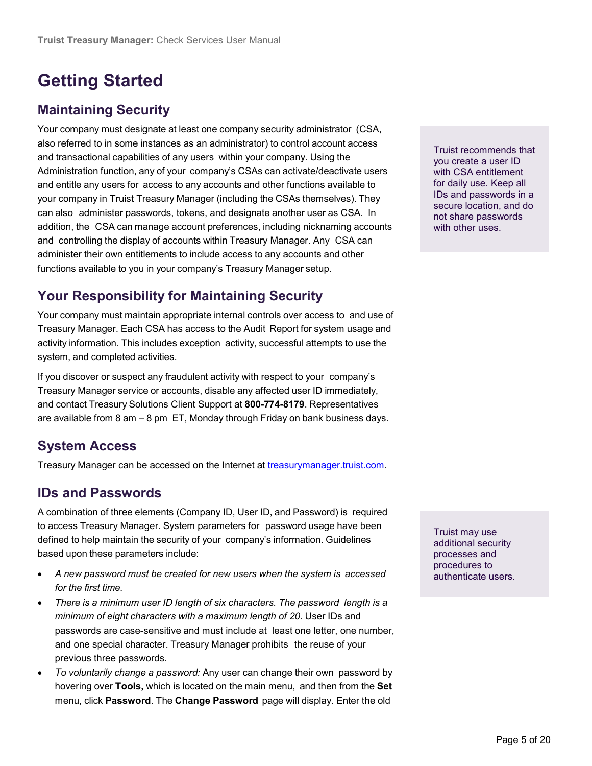# Getting Started

## Maintaining Security

Your company must designate at least one company security administrator (CSA, also referred to in some instances as an administrator) to control account access and transactional capabilities of any users within your company. Using the Administration function, any of your company's CSAs can activate/deactivate users and entitle any users for access to any accounts and other functions available to your company in Truist Treasury Manager (including the CSAs themselves). They can also administer passwords, tokens, and designate another user as CSA. In addition, the CSA can manage account preferences, including nicknaming accounts and controlling the display of accounts within Treasury Manager. Any CSA can administer their own entitlements to include access to any accounts and other functions available to you in your company's Treasury Manager setup.

Truist recommends that you create a user ID with CSA entitlement for daily use. Keep all IDs and passwords in a secure location, and do not share passwords with other uses.

## Your Responsibility for Maintaining Security

Your company must maintain appropriate internal controls over access to and use of Treasury Manager. Each CSA has access to the Audit Report for system usage and activity information. This includes exception activity, successful attempts to use the system, and completed activities.

If you discover or suspect any fraudulent activity with respect to your company's Treasury Manager service or accounts, disable any affected user ID immediately, and contact Treasury Solutions Client Support at **800-774-8179**. Representatives are available from 8 am – 8 pm ET, Monday through Friday on bank business days.

## System Access

Treasury Manager can be accessed on the Internet at [treasurymanager.truist.com](treasurymanager.truist.com).

## IDs and Passwords

A combination of three elements (Company ID, User ID, and Password) is required to access Treasury Manager. System parameters for password usage have been defined to help maintain the security of your company's information. Guidelines based upon these parameters include:

Truist may use additional security processes and procedures to authenticate users.

- *A new password must be created for new users when the system is accessed for the first time.*
- *There is a minimum user ID length of six characters. The password length is a minimum of eight characters with a maximum length of 20.* User IDs and passwords are case-sensitive and must include at least one letter, one number, and one special character. Treasury Manager prohibits the reuse of your previous three passwords.
- *To voluntarily change a password:* Any user can change their own password by hovering over **Tools,** which is located on the main menu, and then from the **Set** menu, click **Password**. The **Change Password** page will display. Enter the old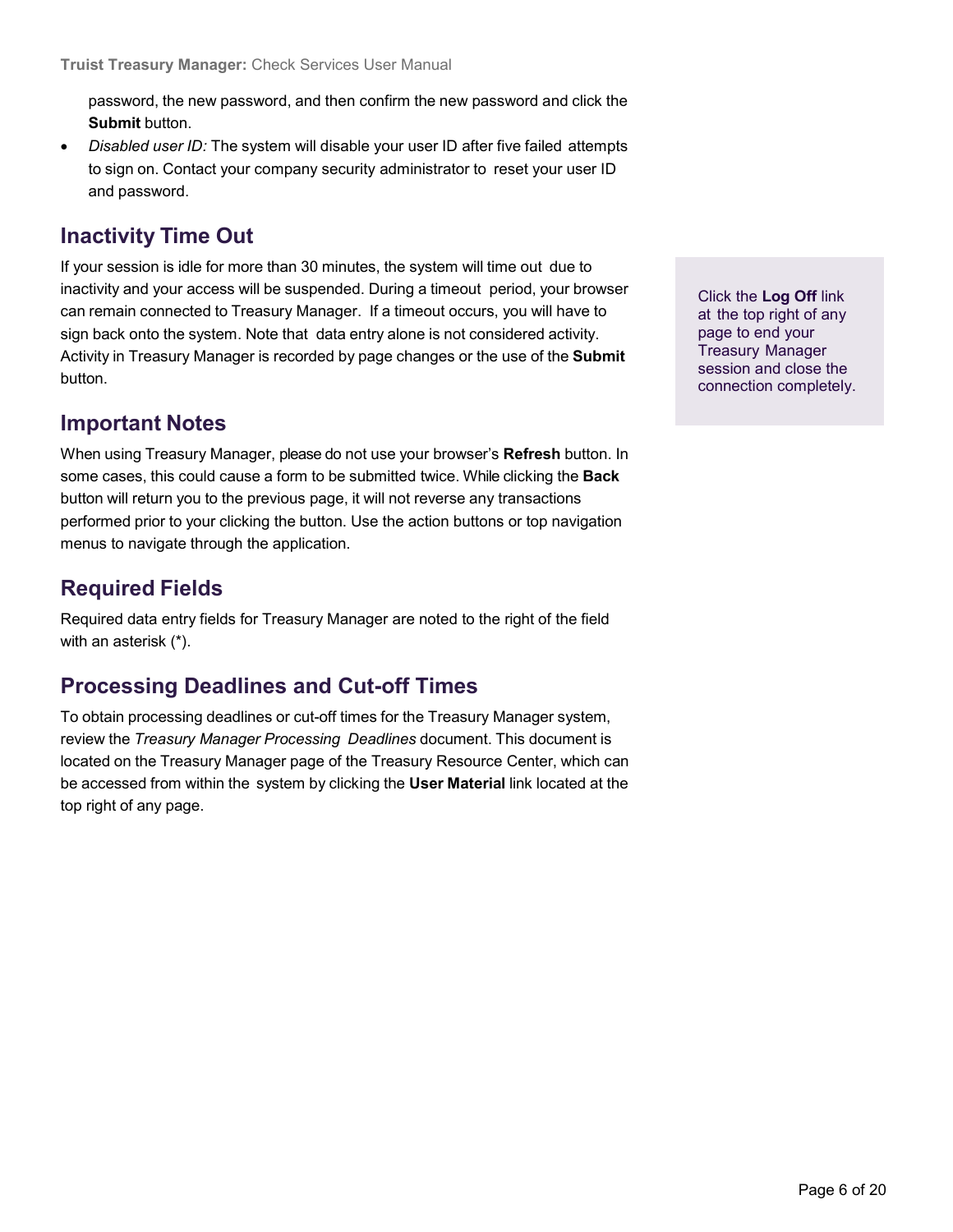password, the new password, and then confirm the new password and click the **Submit** button.

- *Disabled user ID:* The system will disable your user ID after five failed attempts to sign on. Contact your company security administrator to reset your user ID and password.

## Inactivity Time Out

If your session is idle for more than 30 minutes, the system will time out due to inactivity and your access will be suspended. During a timeout period, your browser can remain connected to Treasury Manager. If a timeout occurs, you will have to sign back onto the system. Note that data entry alone is not considered activity. Activity in Treasury Manager is recorded by page changes or the use of the **Submit** button.

Click the **Log Off** link at the top right of any page to end your Treasury Manager session and close the connection completely.

## Important Notes

When using Treasury Manager, please do not use your browser's **Refresh** button. In some cases, this could cause a form to be submitted twice. While clicking the **Back** button will return you to the previous page, it will not reverse any transactions performed prior to your clicking the button. Use the action buttons or top navigation menus to navigate through the application.

## Required Fields

Required data entry fields for Treasury Manager are noted to the right of the field with an asterisk (*).

## Processing Deadlines and Cut-off Times

To obtain processing deadlines or cut-off times for the Treasury Manager system, review the *Treasury Manager Processing Deadlines* document. This document is located on the Treasury Manager page of the Treasury Resource Center, which can be accessed from within the system by clicking the **User Material** link located at the top right of any page.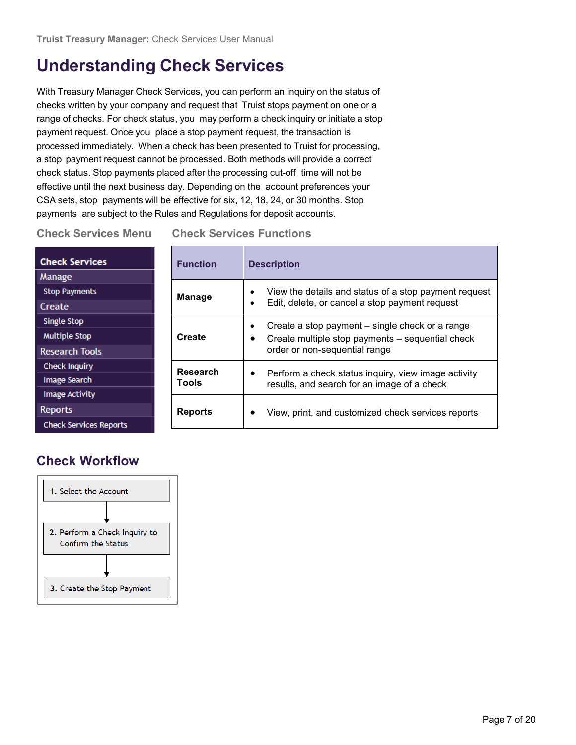# Understanding Check Services

With Treasury Manager Check Services, you can perform an inquiry on the status of checks written by your company and request that Truist stops payment on one or a range of checks. For check status, you may perform a check inquiry or initiate a stop payment request. Once you place a stop payment request, the transaction is processed immediately. When a check has been presented to Truist for processing, a stop payment request cannot be processed. Both methods will provide a correct check status. Stop payments placed after the processing cut-off time will not be effective until the next business day. Depending on the account preferences your CSA sets, stop payments will be effective for six, 12, 18, 24, or 30 months. Stop payments are subject to the Rules and Regulations for deposit accounts.

## Check Services Menu

**Check Services**

- Manage
  - Stop Payments
- Create
  - Single Stop
  - Multiple Stop
- Research Tools
  - Check Inquiry
  - Image Search
  - Image Activity
- Reports
  - Check Services Reports

## Check Services Functions

| Function | Description |
| --- | --- |
| **Manage** | • View the details and status of a stop payment request<br>• Edit, delete, or cancel a stop payment request |
| **Create** | • Create a stop payment – single check or a range<br>• Create multiple stop payments – sequential check order or non-sequential range |
| **Research Tools** | • Perform a check status inquiry, view image activity results, and search for an image of a check |
| **Reports** | • View, print, and customized check services reports |

## Check Workflow

1. Select the Account
2. Perform a Check Inquiry to Confirm the Status
3. Create the Stop Payment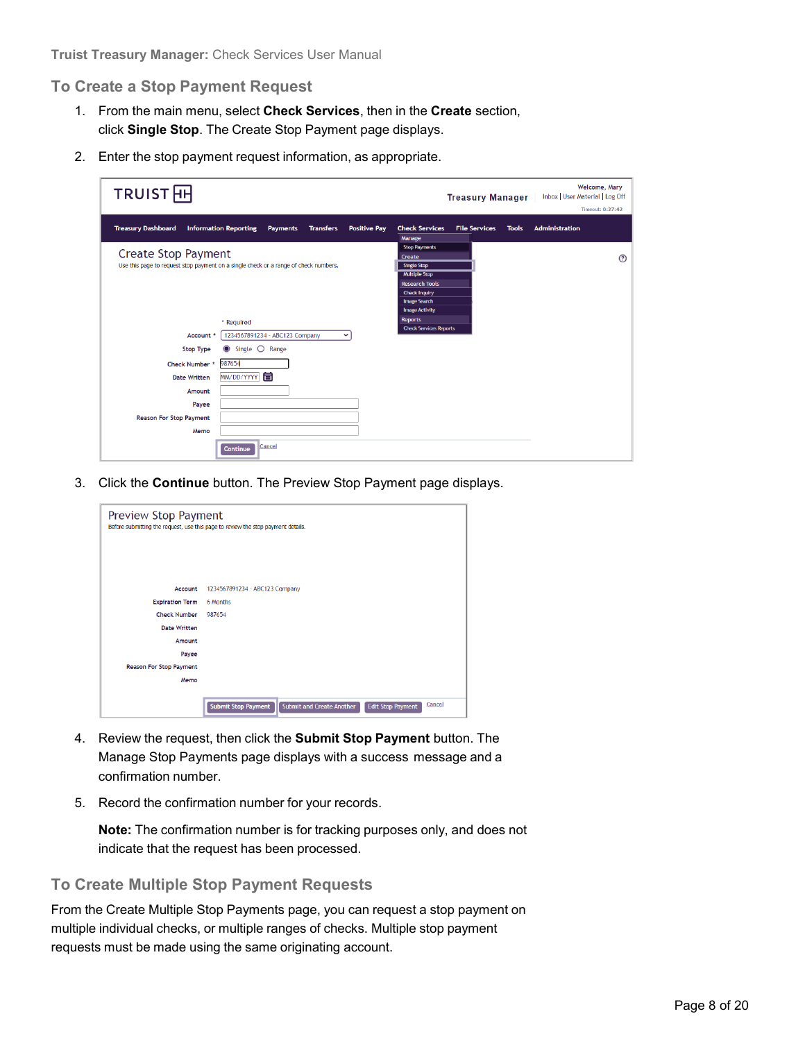## To Create a Stop Payment Request

1. From the main menu, select **Check Services**, then in the **Create** section, click **Single Stop**. The Create Stop Payment page displays.
2. Enter the stop payment request information, as appropriate.
3. Click the **Continue** button. The Preview Stop Payment page displays.
4. Review the request, then click the **Submit Stop Payment** button. The Manage Stop Payments page displays with a success message and a confirmation number.
5. Record the confirmation number for your records.

   **Note:** The confirmation number is for tracking purposes only, and does not indicate that the request has been processed.

## To Create Multiple Stop Payment Requests

From the Create Multiple Stop Payments page, you can request a stop payment on multiple individual checks, or multiple ranges of checks. Multiple stop payment requests must be made using the same originating account.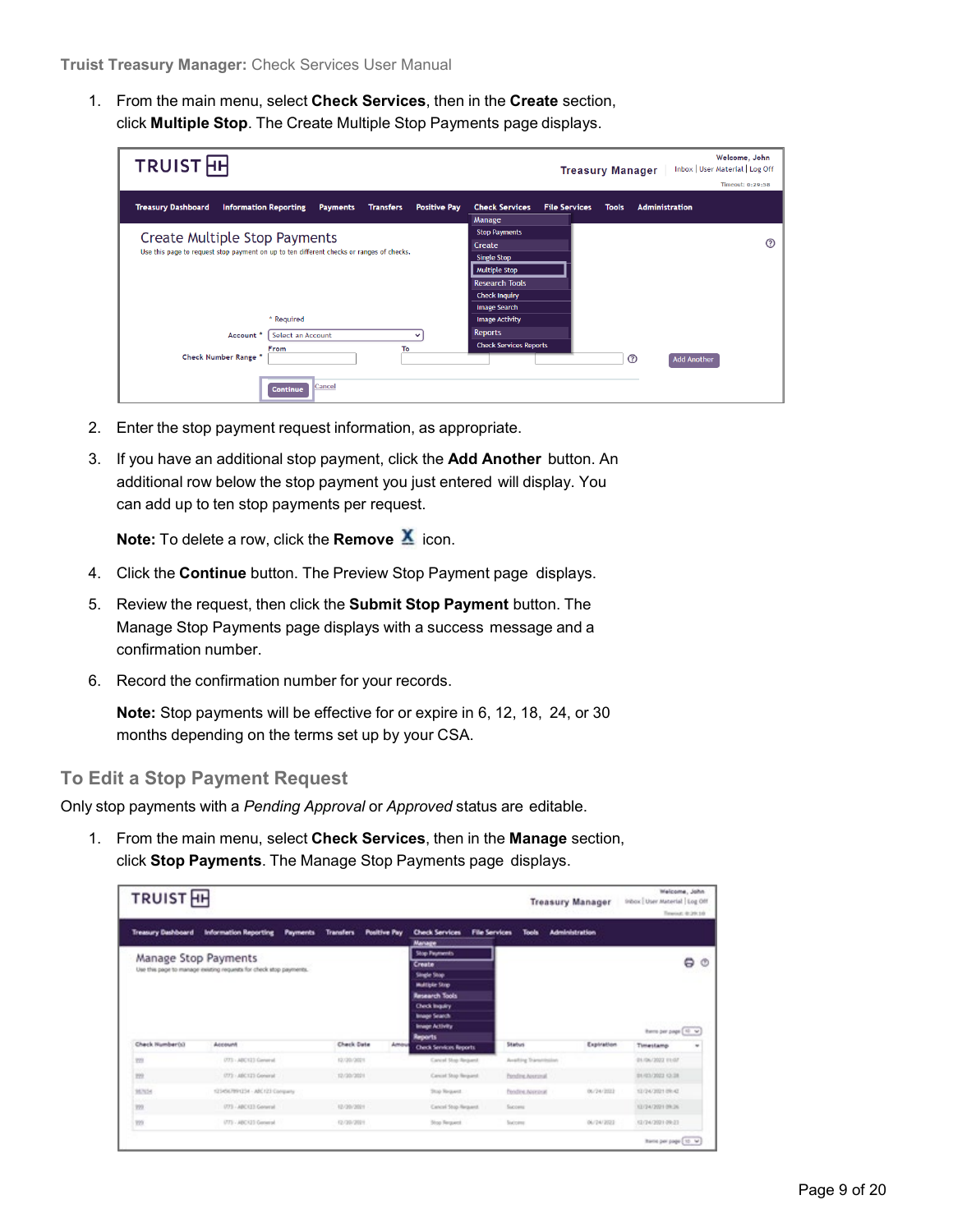1. From the main menu, select **Check Services**, then in the **Create** section, click **Multiple Stop**. The Create Multiple Stop Payments page displays.

2. Enter the stop payment request information, as appropriate.

3. If you have an additional stop payment, click the **Add Another** button. An additional row below the stop payment you just entered will display. You can add up to ten stop payments per request.

   **Note:** To delete a row, click the **Remove** icon.

4. Click the **Continue** button. The Preview Stop Payment page displays.

5. Review the request, then click the **Submit Stop Payment** button. The Manage Stop Payments page displays with a success message and a confirmation number.

6. Record the confirmation number for your records.

   **Note:** Stop payments will be effective for or expire in 6, 12, 18, 24, or 30 months depending on the terms set up by your CSA.

## To Edit a Stop Payment Request

Only stop payments with a *Pending Approval* or *Approved* status are editable.

1. From the main menu, select **Check Services**, then in the **Manage** section, click **Stop Payments**. The Manage Stop Payments page displays.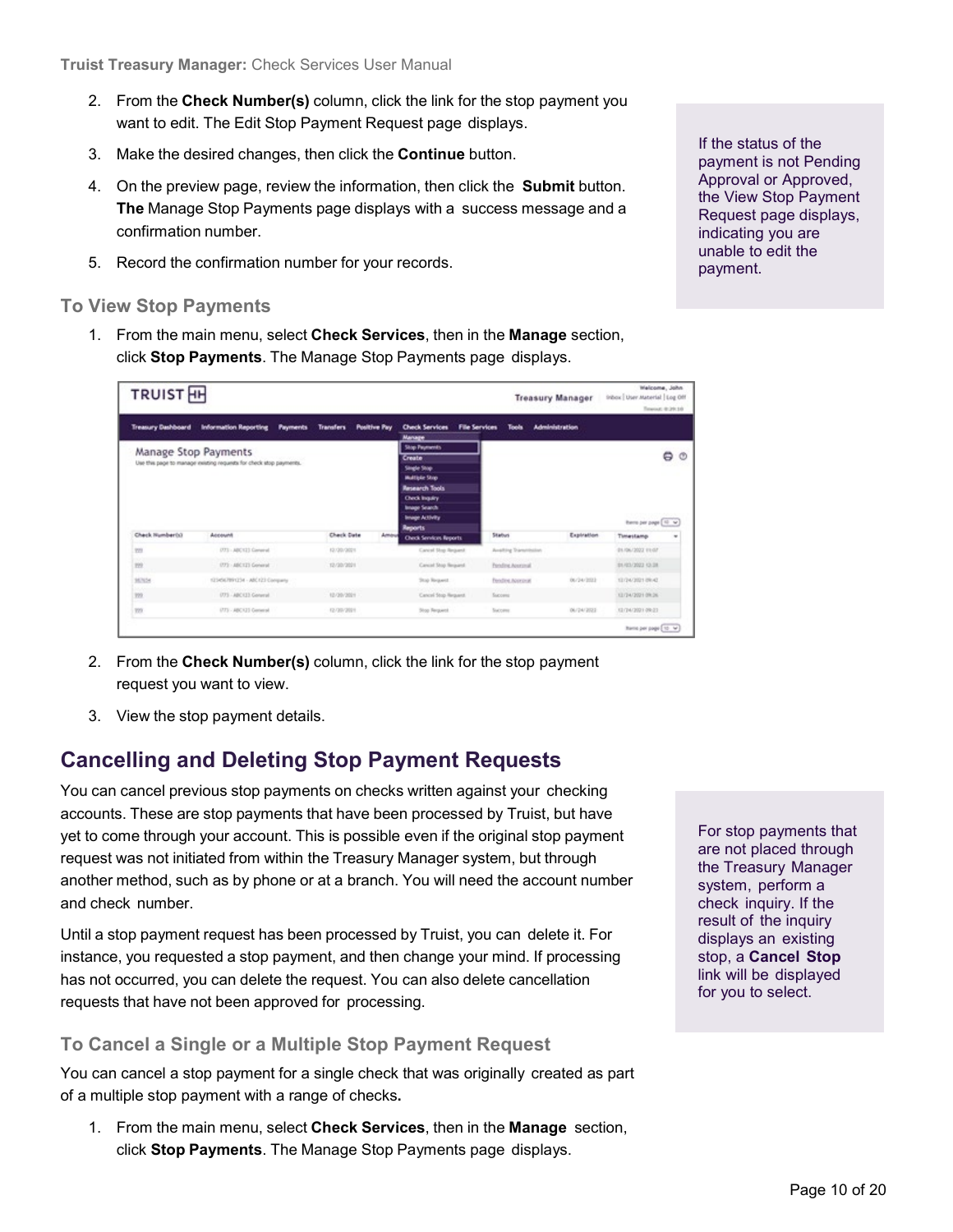2. From the **Check Number(s)** column, click the link for the stop payment you want to edit. The Edit Stop Payment Request page displays.
3. Make the desired changes, then click the **Continue** button.
4. On the preview page, review the information, then click the **Submit** button. **The** Manage Stop Payments page displays with a success message and a confirmation number.
5. Record the confirmation number for your records.

If the status of the payment is not Pending Approval or Approved, the View Stop Payment Request page displays, indicating you are unable to edit the payment.

### To View Stop Payments

1. From the main menu, select **Check Services**, then in the **Manage** section, click **Stop Payments**. The Manage Stop Payments page displays.
2. From the **Check Number(s)** column, click the link for the stop payment request you want to view.
3. View the stop payment details.

## Cancelling and Deleting Stop Payment Requests

You can cancel previous stop payments on checks written against your checking accounts. These are stop payments that have been processed by Truist, but have yet to come through your account. This is possible even if the original stop payment request was not initiated from within the Treasury Manager system, but through another method, such as by phone or at a branch. You will need the account number and check number.

Until a stop payment request has been processed by Truist, you can delete it. For instance, you requested a stop payment, and then change your mind. If processing has not occurred, you can delete the request. You can also delete cancellation requests that have not been approved for processing.

For stop payments that are not placed through the Treasury Manager system, perform a check inquiry. If the result of the inquiry displays an existing stop, a **Cancel Stop** link will be displayed for you to select.

### To Cancel a Single or a Multiple Stop Payment Request

You can cancel a stop payment for a single check that was originally created as part of a multiple stop payment with a range of checks**.**

1. From the main menu, select **Check Services**, then in the **Manage** section, click **Stop Payments**. The Manage Stop Payments page displays.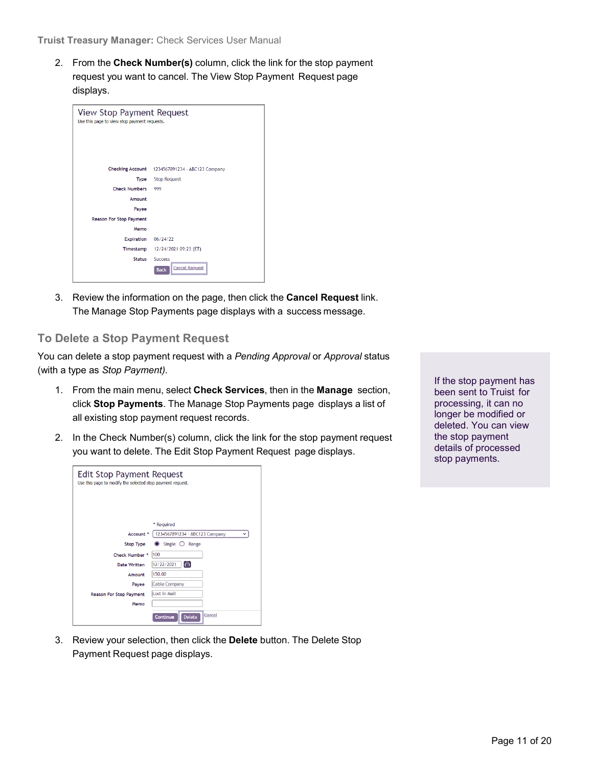2. From the **Check Number(s)** column, click the link for the stop payment request you want to cancel. The View Stop Payment Request page displays.

3. Review the information on the page, then click the **Cancel Request** link. The Manage Stop Payments page displays with a success message.

## To Delete a Stop Payment Request

You can delete a stop payment request with a *Pending Approval* or *Approval* status (with a type as *Stop Payment).*

> If the stop payment has been sent to Truist for processing, it can no longer be modified or deleted. You can view the stop payment details of processed stop payments.

1. From the main menu, select **Check Services**, then in the **Manage** section, click **Stop Payments**. The Manage Stop Payments page displays a list of all existing stop payment request records.

2. In the Check Number(s) column, click the link for the stop payment request you want to delete. The Edit Stop Payment Request page displays.

3. Review your selection, then click the **Delete** button. The Delete Stop Payment Request page displays.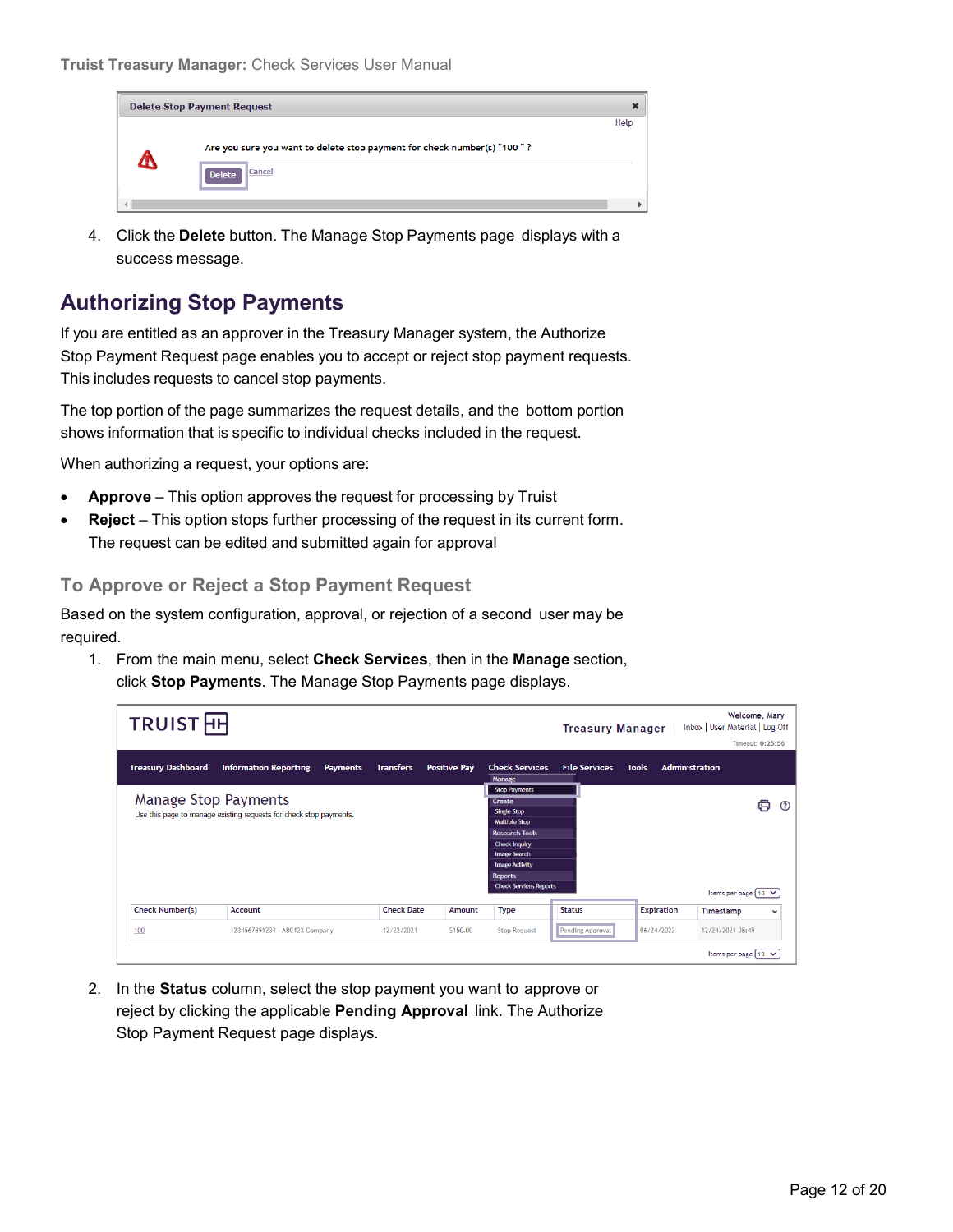4. Click the **Delete** button. The Manage Stop Payments page displays with a success message.

## Authorizing Stop Payments

If you are entitled as an approver in the Treasury Manager system, the Authorize Stop Payment Request page enables you to accept or reject stop payment requests. This includes requests to cancel stop payments.

The top portion of the page summarizes the request details, and the bottom portion shows information that is specific to individual checks included in the request.

When authorizing a request, your options are:

- **Approve** – This option approves the request for processing by Truist
- **Reject** – This option stops further processing of the request in its current form. The request can be edited and submitted again for approval

### To Approve or Reject a Stop Payment Request

Based on the system configuration, approval, or rejection of a second user may be required.

1. From the main menu, select **Check Services**, then in the **Manage** section, click **Stop Payments**. The Manage Stop Payments page displays.

2. In the **Status** column, select the stop payment you want to approve or reject by clicking the applicable **Pending Approval** link. The Authorize Stop Payment Request page displays.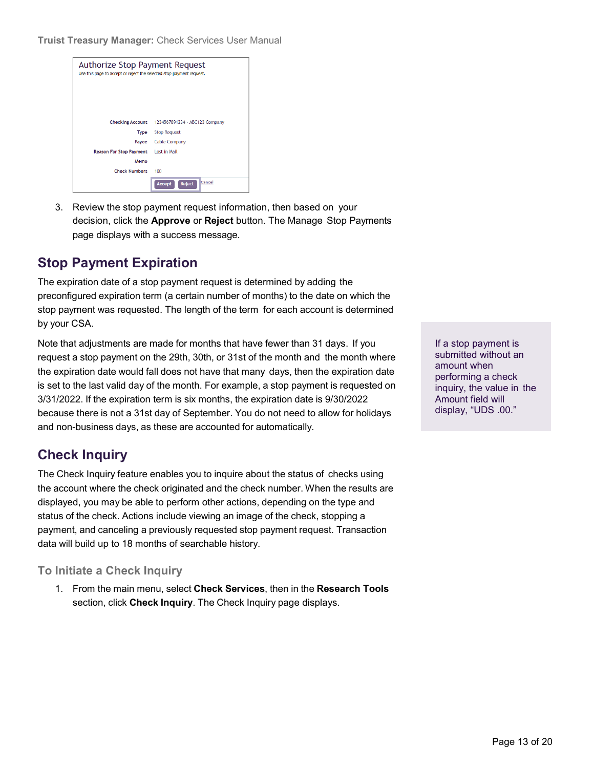**Authorize Stop Payment Request**

Use this page to accept or reject the selected stop payment request.

| | |
|---|---|
| Checking Account | 1234567891234 - ABC123 Company |
| Type | Stop Request |
| Payee | Cable Company |
| Reason For Stop Payment | Lost in Mail |
| Memo | |
| Check Numbers | 100 |

Accept Reject Cancel

3. Review the stop payment request information, then based on your decision, click the **Approve** or **Reject** button. The Manage Stop Payments page displays with a success message.

## Stop Payment Expiration

The expiration date of a stop payment request is determined by adding the preconfigured expiration term (a certain number of months) to the date on which the stop payment was requested. The length of the term for each account is determined by your CSA.

Note that adjustments are made for months that have fewer than 31 days. If you request a stop payment on the 29th, 30th, or 31st of the month and the month where the expiration date would fall does not have that many days, then the expiration date is set to the last valid day of the month. For example, a stop payment is requested on 3/31/2022. If the expiration term is six months, the expiration date is 9/30/2022 because there is not a 31st day of September. You do not need to allow for holidays and non-business days, as these are accounted for automatically.

> If a stop payment is submitted without an amount when performing a check inquiry, the value in the Amount field will display, "UDS .00."

## Check Inquiry

The Check Inquiry feature enables you to inquire about the status of checks using the account where the check originated and the check number. When the results are displayed, you may be able to perform other actions, depending on the type and status of the check. Actions include viewing an image of the check, stopping a payment, and canceling a previously requested stop payment request. Transaction data will build up to 18 months of searchable history.

### To Initiate a Check Inquiry

1. From the main menu, select **Check Services**, then in the **Research Tools** section, click **Check Inquiry**. The Check Inquiry page displays.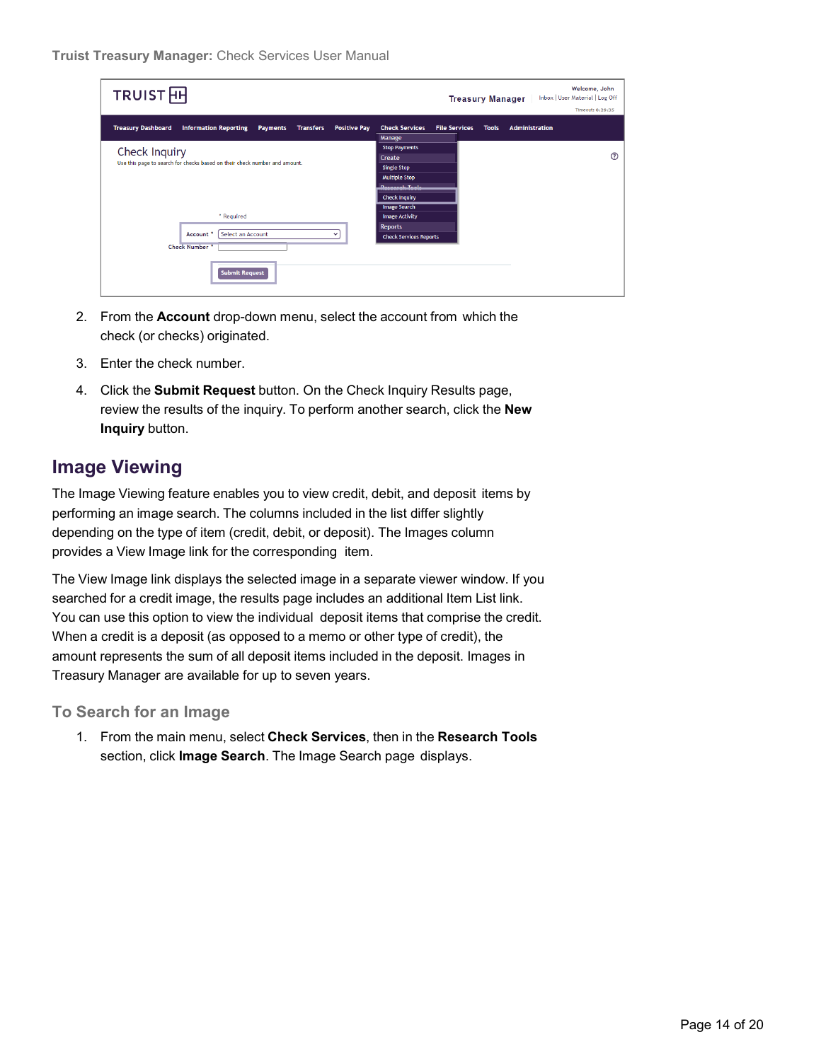2. From the **Account** drop-down menu, select the account from which the check (or checks) originated.
3. Enter the check number.
4. Click the **Submit Request** button. On the Check Inquiry Results page, review the results of the inquiry. To perform another search, click the **New Inquiry** button.

## Image Viewing

The Image Viewing feature enables you to view credit, debit, and deposit items by performing an image search. The columns included in the list differ slightly depending on the type of item (credit, debit, or deposit). The Images column provides a View Image link for the corresponding item.

The View Image link displays the selected image in a separate viewer window. If you searched for a credit image, the results page includes an additional Item List link. You can use this option to view the individual deposit items that comprise the credit. When a credit is a deposit (as opposed to a memo or other type of credit), the amount represents the sum of all deposit items included in the deposit. Images in Treasury Manager are available for up to seven years.

### To Search for an Image

1. From the main menu, select **Check Services**, then in the **Research Tools** section, click **Image Search**. The Image Search page displays.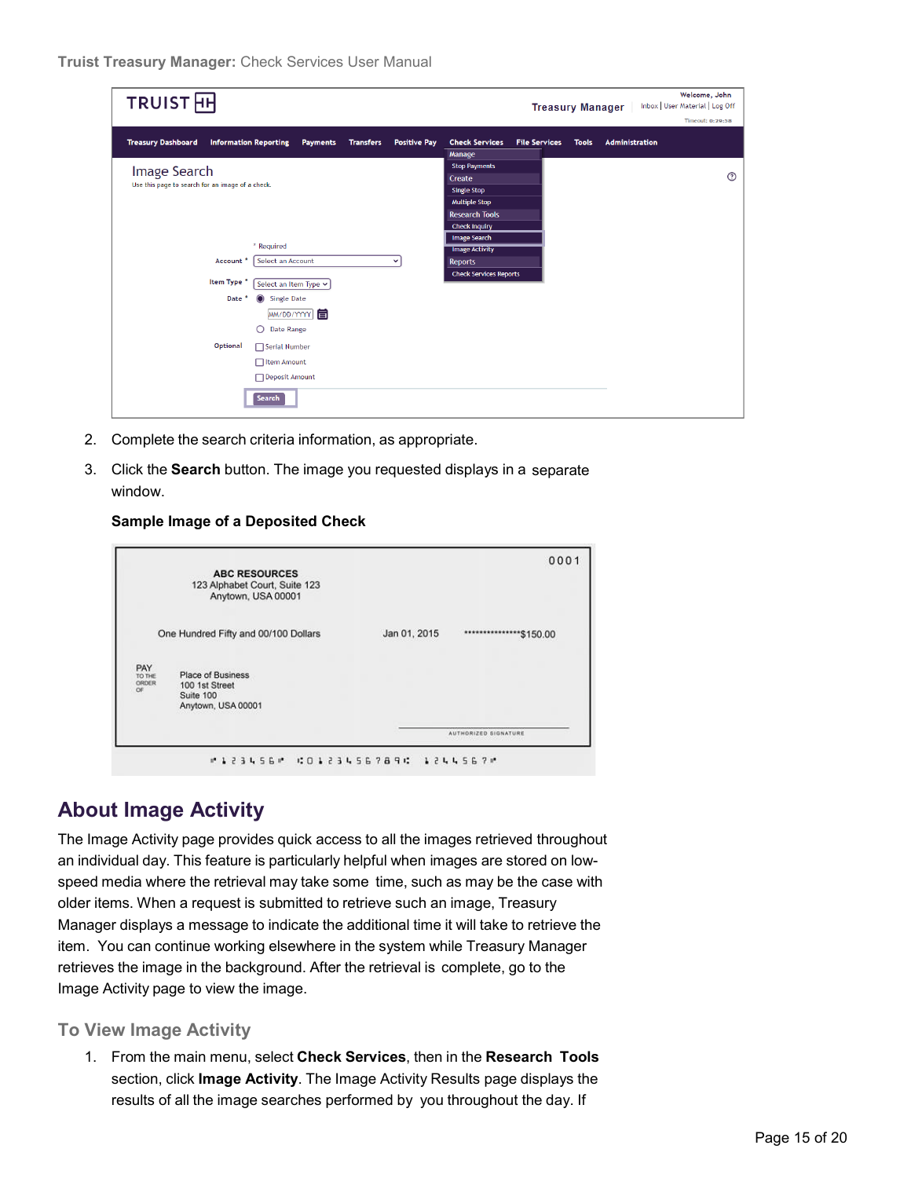2. Complete the search criteria information, as appropriate.
3. Click the **Search** button. The image you requested displays in a separate window.

   **Sample Image of a Deposited Check**

## About Image Activity

The Image Activity page provides quick access to all the images retrieved throughout an individual day. This feature is particularly helpful when images are stored on low-speed media where the retrieval may take some time, such as may be the case with older items. When a request is submitted to retrieve such an image, Treasury Manager displays a message to indicate the additional time it will take to retrieve the item. You can continue working elsewhere in the system while Treasury Manager retrieves the image in the background. After the retrieval is complete, go to the Image Activity page to view the image.

### To View Image Activity

1. From the main menu, select **Check Services**, then in the **Research Tools** section, click **Image Activity**. The Image Activity Results page displays the results of all the image searches performed by you throughout the day. If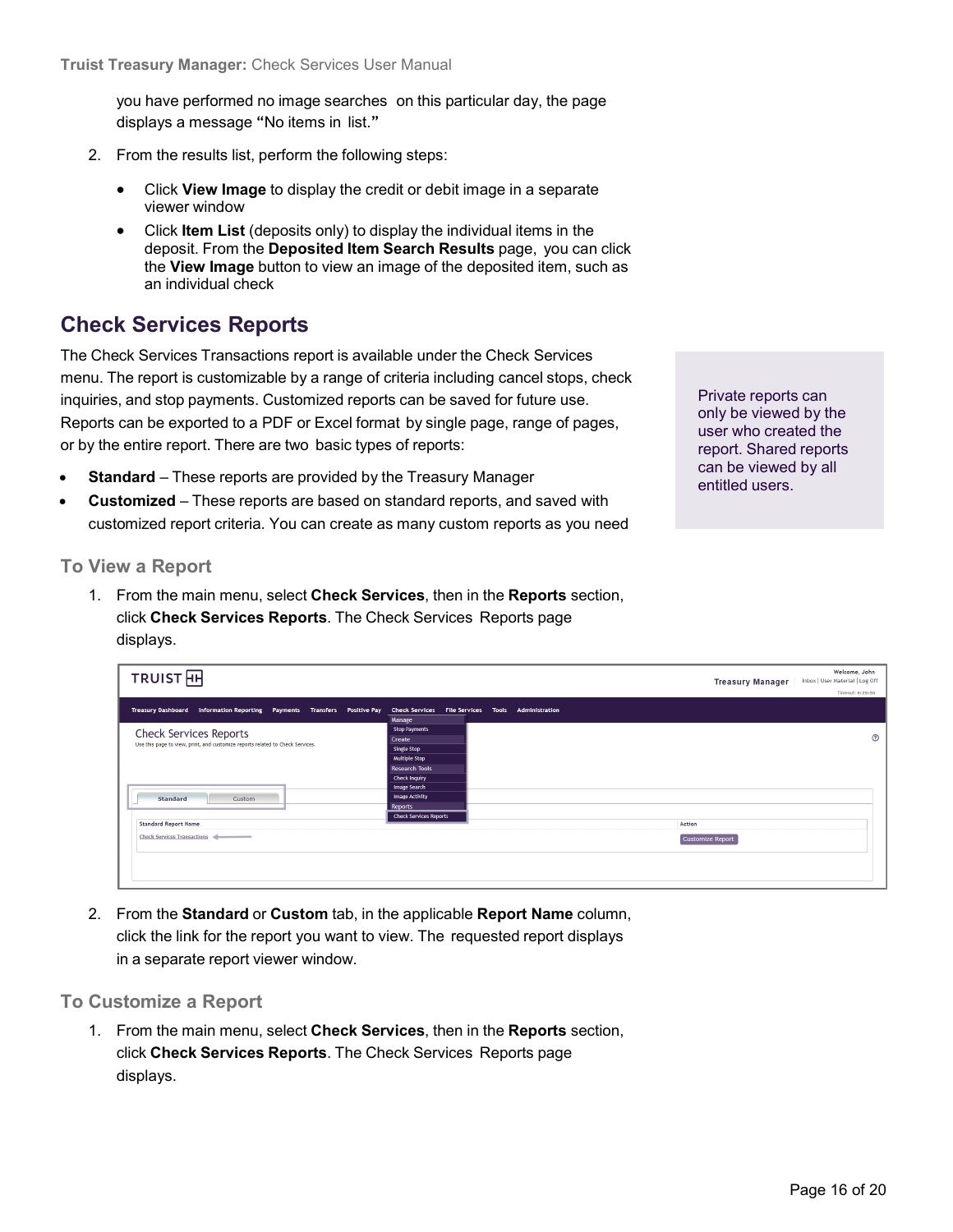you have performed no image searches on this particular day, the page displays a message “No items in list.”

2. From the results list, perform the following steps:

   - Click **View Image** to display the credit or debit image in a separate viewer window
   - Click **Item List** (deposits only) to display the individual items in the deposit. From the **Deposited Item Search Results** page, you can click the **View Image** button to view an image of the deposited item, such as an individual check

## Check Services Reports

The Check Services Transactions report is available under the Check Services menu. The report is customizable by a range of criteria including cancel stops, check inquiries, and stop payments. Customized reports can be saved for future use. Reports can be exported to a PDF or Excel format by single page, range of pages, or by the entire report. There are two basic types of reports:

- **Standard** – These reports are provided by the Treasury Manager
- **Customized** – These reports are based on standard reports, and saved with customized report criteria. You can create as many custom reports as you need

> Private reports can only be viewed by the user who created the report. Shared reports can be viewed by all entitled users.

### To View a Report

1. From the main menu, select **Check Services**, then in the **Reports** section, click **Check Services Reports**. The Check Services Reports page displays.

2. From the **Standard** or **Custom** tab, in the applicable **Report Name** column, click the link for the report you want to view. The requested report displays in a separate report viewer window.

### To Customize a Report

1. From the main menu, select **Check Services**, then in the **Reports** section, click **Check Services Reports**. The Check Services Reports page displays.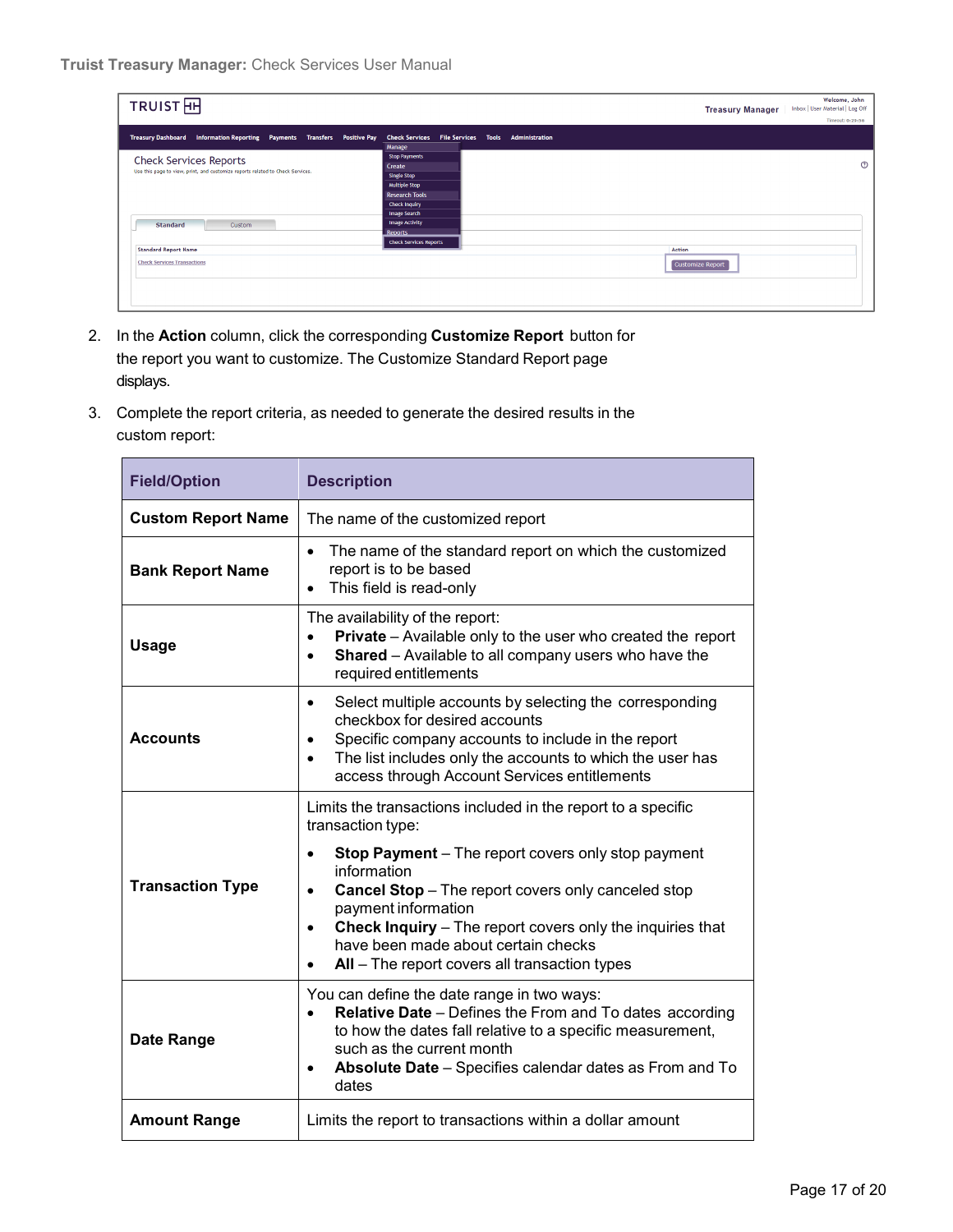2. In the **Action** column, click the corresponding **Customize Report** button for the report you want to customize. The Customize Standard Report page displays.

3. Complete the report criteria, as needed to generate the desired results in the custom report:

| Field/Option | Description |
|---|---|
| **Custom Report Name** | The name of the customized report |
| **Bank Report Name** | • The name of the standard report on which the customized report is to be based<br>• This field is read-only |
| **Usage** | The availability of the report:<br>• **Private** – Available only to the user who created the report<br>• **Shared** – Available to all company users who have the required entitlements |
| **Accounts** | • Select multiple accounts by selecting the corresponding checkbox for desired accounts<br>• Specific company accounts to include in the report<br>• The list includes only the accounts to which the user has access through Account Services entitlements |
| **Transaction Type** | Limits the transactions included in the report to a specific transaction type:<br>• **Stop Payment** – The report covers only stop payment information<br>• **Cancel Stop** – The report covers only canceled stop payment information<br>• **Check Inquiry** – The report covers only the inquiries that have been made about certain checks<br>• **All** – The report covers all transaction types |
| **Date Range** | You can define the date range in two ways:<br>• **Relative Date** – Defines the From and To dates according to how the dates fall relative to a specific measurement, such as the current month<br>• **Absolute Date** – Specifies calendar dates as From and To dates |
| **Amount Range** | Limits the report to transactions within a dollar amount |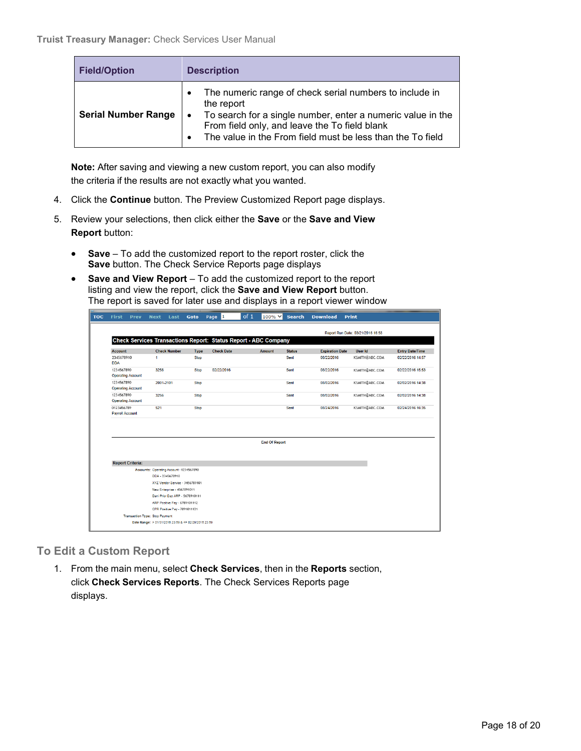| Field/Option | Description |
|---|---|
| **Serial Number Range** | • The numeric range of check serial numbers to include in the report<br>• To search for a single number, enter a numeric value in the From field only, and leave the To field blank<br>• The value in the From field must be less than the To field |

**Note:** After saving and viewing a new custom report, you can also modify the criteria if the results are not exactly what you wanted.

4. Click the **Continue** button. The Preview Customized Report page displays.

5. Review your selections, then click either the **Save** or the **Save and View Report** button:

   - **Save** – To add the customized report to the report roster, click the **Save** button. The Check Service Reports page displays
   - **Save and View Report** – To add the customized report to the report listing and view the report, click the **Save and View Report** button. The report is saved for later use and displays in a report viewer window

## To Edit a Custom Report

1. From the main menu, select **Check Services**, then in the **Reports** section, click **Check Services Reports**. The Check Services Reports page displays.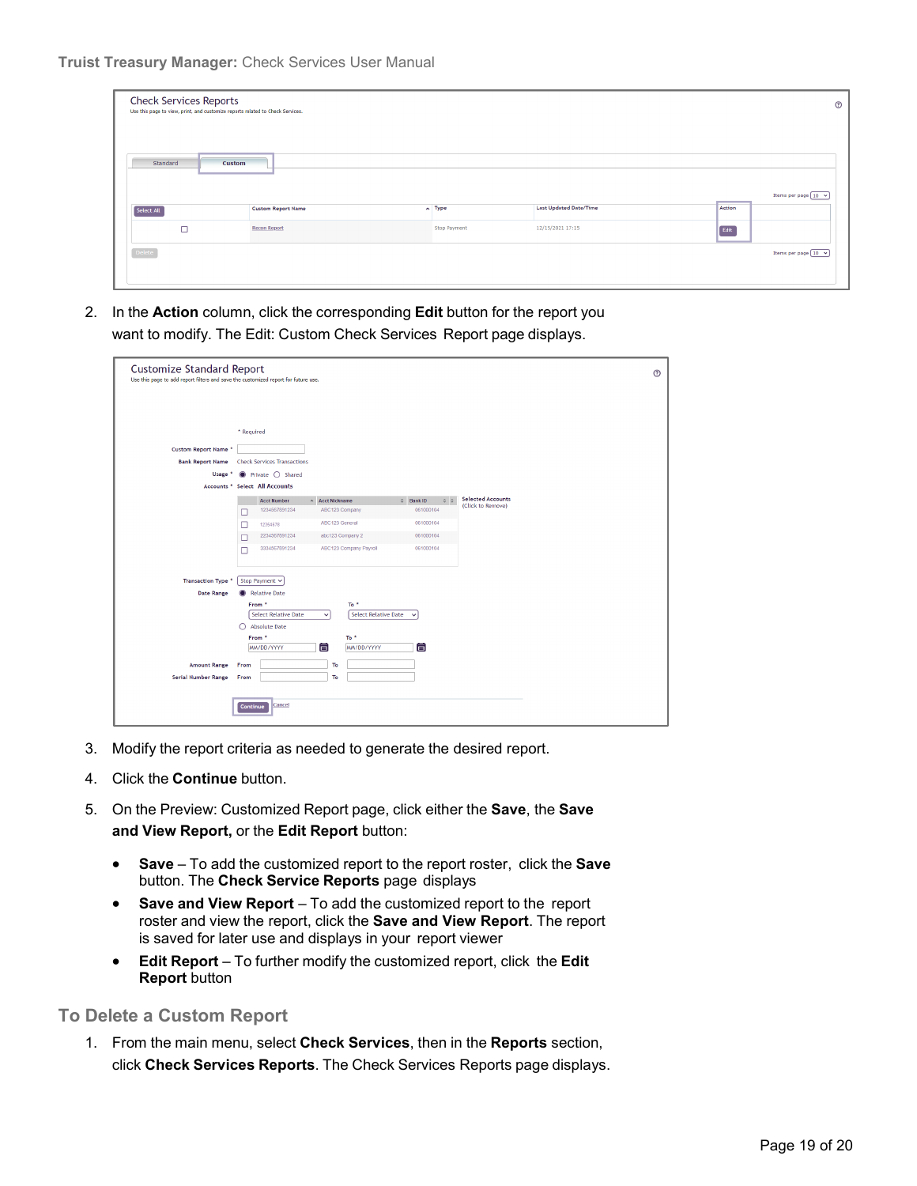2. In the **Action** column, click the corresponding **Edit** button for the report you want to modify. The Edit: Custom Check Services Report page displays.

3. Modify the report criteria as needed to generate the desired report.

4. Click the **Continue** button.

5. On the Preview: Customized Report page, click either the **Save**, the **Save and View Report,** or the **Edit Report** button:

   - **Save** – To add the customized report to the report roster, click the **Save** button. The **Check Service Reports** page displays
   - **Save and View Report** – To add the customized report to the report roster and view the report, click the **Save and View Report**. The report is saved for later use and displays in your report viewer
   - **Edit Report** – To further modify the customized report, click the **Edit Report** button

## To Delete a Custom Report

1. From the main menu, select **Check Services**, then in the **Reports** section, click **Check Services Reports**. The Check Services Reports page displays.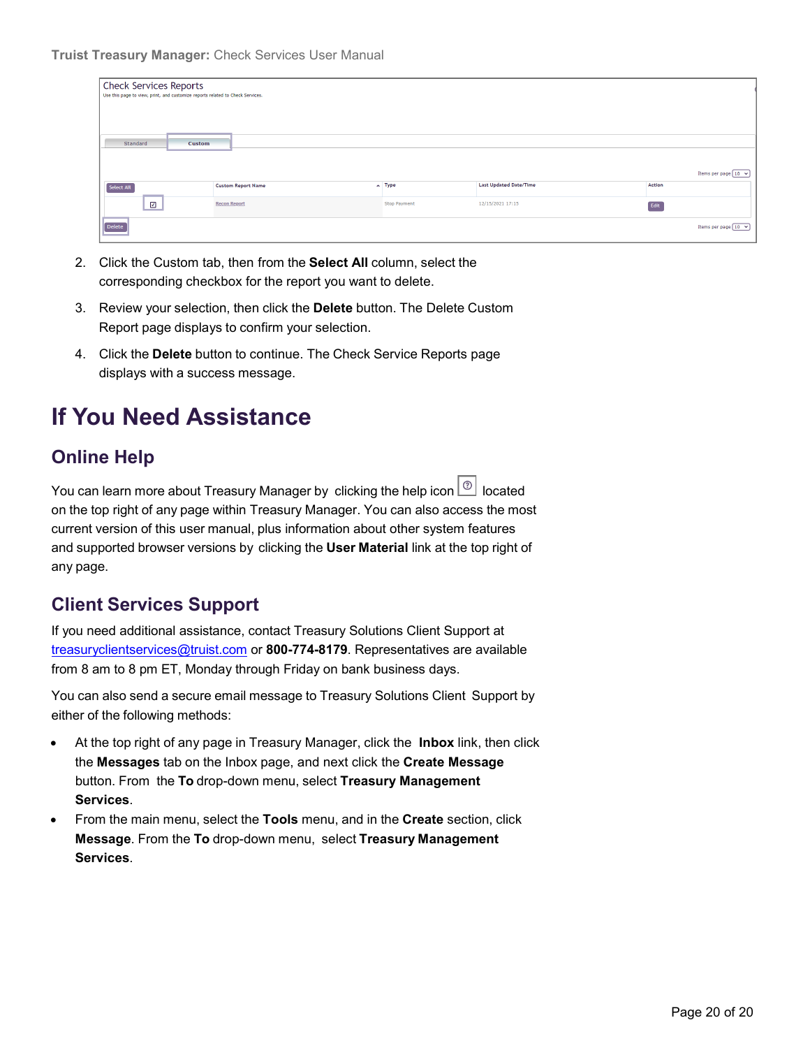2. Click the Custom tab, then from the **Select All** column, select the corresponding checkbox for the report you want to delete.
3. Review your selection, then click the **Delete** button. The Delete Custom Report page displays to confirm your selection.
4. Click the **Delete** button to continue. The Check Service Reports page displays with a success message.

# If You Need Assistance

## Online Help

You can learn more about Treasury Manager by clicking the help icon located on the top right of any page within Treasury Manager. You can also access the most current version of this user manual, plus information about other system features and supported browser versions by clicking the **User Material** link at the top right of any page.

## Client Services Support

If you need additional assistance, contact Treasury Solutions Client Support at treasuryclientservices@truist.com or **800-774-8179**. Representatives are available from 8 am to 8 pm ET, Monday through Friday on bank business days.

You can also send a secure email message to Treasury Solutions Client Support by either of the following methods:

- At the top right of any page in Treasury Manager, click the **Inbox** link, then click the **Messages** tab on the Inbox page, and next click the **Create Message** button. From the **To** drop-down menu, select **Treasury Management Services**.
- From the main menu, select the **Tools** menu, and in the **Create** section, click **Message**. From the **To** drop-down menu, select **Treasury Management Services**.